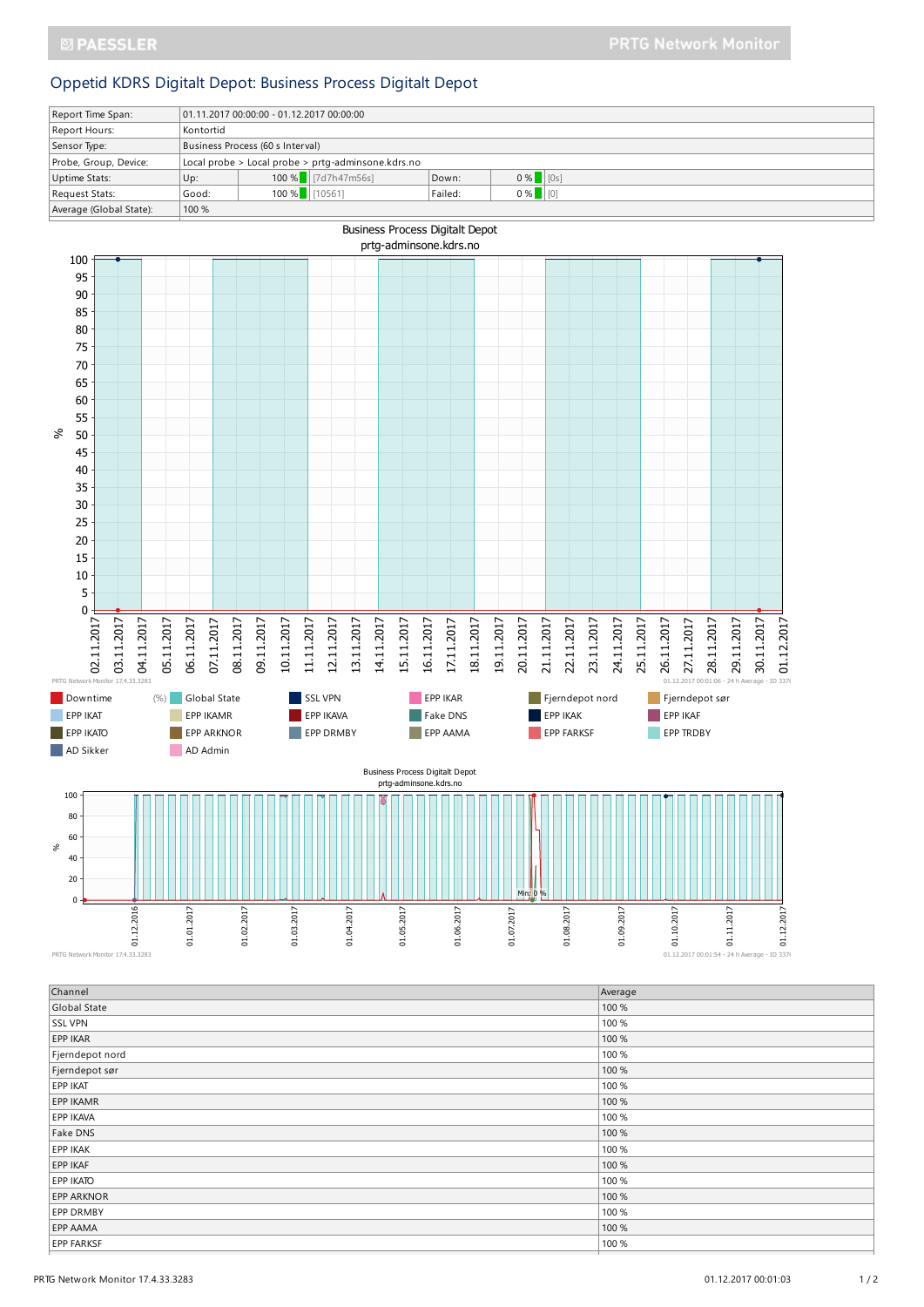# Oppetid KDRS Digitalt Depot: Business Process Digitalt Depot

| | | | | |
|---|---|---|---|---|
| Report Time Span: | 01.11.2017 00:00:00 - 01.12.2017 00:00:00 | | | |
| Report Hours: | Kontortid | | | |
| Sensor Type: | Business Process (60 s Interval) | | | |
| Probe, Group, Device: | Local probe > Local probe > prtg-adminsone.kdrs.no | | | |
| Uptime Stats: | Up: | 100 % [7d7h47m56s] | Down: | 0 % [0s] |
| Request Stats: | Good: | 100 % [10561] | Failed: | 0 % [0] |
| Average (Global State): | 100 % | | | |

Business Process Digitalt Depot
prtg-adminsone.kdrs.no

PRTG Network Monitor 17.4.33.3283 — 01.12.2017 00:01:06 - 24 h Average - ID 337

Downtime (%) Global State, SSL VPN, EPP IKAR, Fjerndepot nord, Fjerndepot sør, EPP IKAT, EPP IKAMR, EPP IKAVA, Fake DNS, EPP IKAK, EPP IKAF, EPP IKATO, EPP ARKNOR, EPP DRMBY, EPP AAMA, EPP FARKSF, EPP TRDBY, AD Sikker, AD Admin

Business Process Digitalt Depot
prtg-adminsone.kdrs.no

PRTG Network Monitor 17.4.33.3283 — 01.12.2017 00:01:54 - 24 h Average - ID 337

| Channel | Average |
|---|---|
| Global State | 100 % |
| SSL VPN | 100 % |
| EPP IKAR | 100 % |
| Fjerndepot nord | 100 % |
| Fjerndepot sør | 100 % |
| EPP IKAT | 100 % |
| EPP IKAMR | 100 % |
| EPP IKAVA | 100 % |
| Fake DNS | 100 % |
| EPP IKAK | 100 % |
| EPP IKAF | 100 % |
| EPP IKATO | 100 % |
| EPP ARKNOR | 100 % |
| EPP DRMBY | 100 % |
| EPP AAMA | 100 % |
| EPP FARKSF | 100 % |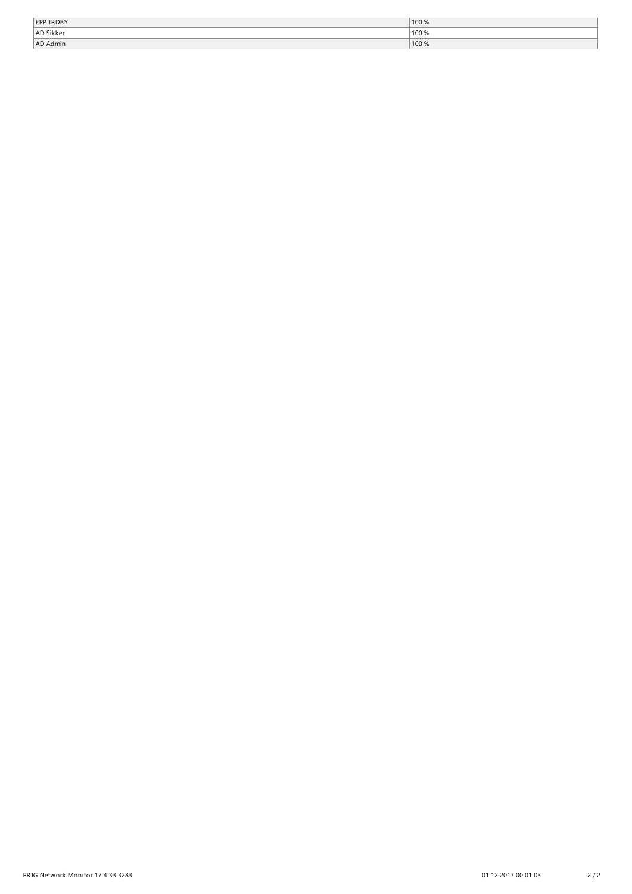| | |
|---|---|
| EPP TRDBY | 100 % |
| AD Sikker | 100 % |
| AD Admin | 100 % |